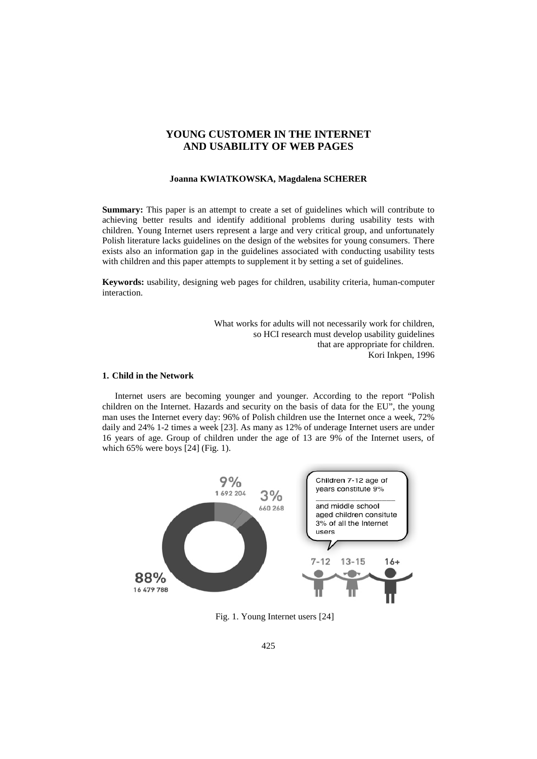# YOUNG CUSTOMER IN THE INTERNET AND USABILITY OF WEB PAGES

**Joanna KWIATKOWSKA, Magdalena SCHERER**

**Summary:** This paper is an attempt to create a set of guidelines which will contribute to achieving better results and identify additional problems during usability tests with children. Young Internet users represent a large and very critical group, and unfortunately Polish literature lacks guidelines on the design of the websites for young consumers. There exists also an information gap in the guidelines associated with conducting usability tests with children and this paper attempts to supplement it by setting a set of guidelines.

**Keywords:** usability, designing web pages for children, usability criteria, human-computer interaction.

> What works for adults will not necessarily work for children,
> so HCI research must develop usability guidelines
> that are appropriate for children.
> Kori Inkpen, 1996

## 1. Child in the Network

Internet users are becoming younger and younger. According to the report "Polish children on the Internet. Hazards and security on the basis of data for the EU", the young man uses the Internet every day: 96% of Polish children use the Internet once a week, 72% daily and 24% 1-2 times a week [23]. As many as 12% of underage Internet users are under 16 years of age. Group of children under the age of 13 are 9% of the Internet users, of which 65% were boys [24] (Fig. 1).

Fig. 1. Young Internet users [24]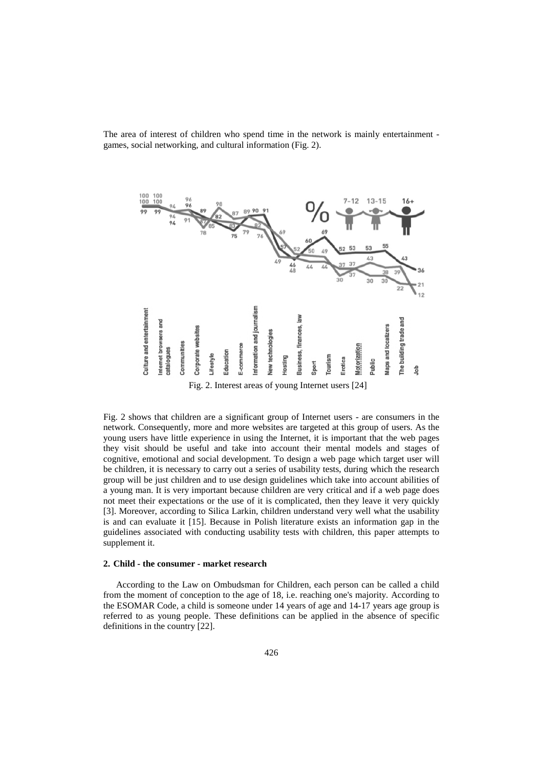The area of interest of children who spend time in the network is mainly entertainment - games, social networking, and cultural information (Fig. 2).

Fig. 2. Interest areas of young Internet users [24]

Fig. 2 shows that children are a significant group of Internet users - are consumers in the network. Consequently, more and more websites are targeted at this group of users. As the young users have little experience in using the Internet, it is important that the web pages they visit should be useful and take into account their mental models and stages of cognitive, emotional and social development. To design a web page which target user will be children, it is necessary to carry out a series of usability tests, during which the research group will be just children and to use design guidelines which take into account abilities of a young man. It is very important because children are very critical and if a web page does not meet their expectations or the use of it is complicated, then they leave it very quickly [3]. Moreover, according to Silica Larkin, children understand very well what the usability is and can evaluate it [15]. Because in Polish literature exists an information gap in the guidelines associated with conducting usability tests with children, this paper attempts to supplement it.

## 2. Child - the consumer - market research

According to the Law on Ombudsman for Children, each person can be called a child from the moment of conception to the age of 18, i.e. reaching one's majority. According to the ESOMAR Code, a child is someone under 14 years of age and 14-17 years age group is referred to as young people. These definitions can be applied in the absence of specific definitions in the country [22].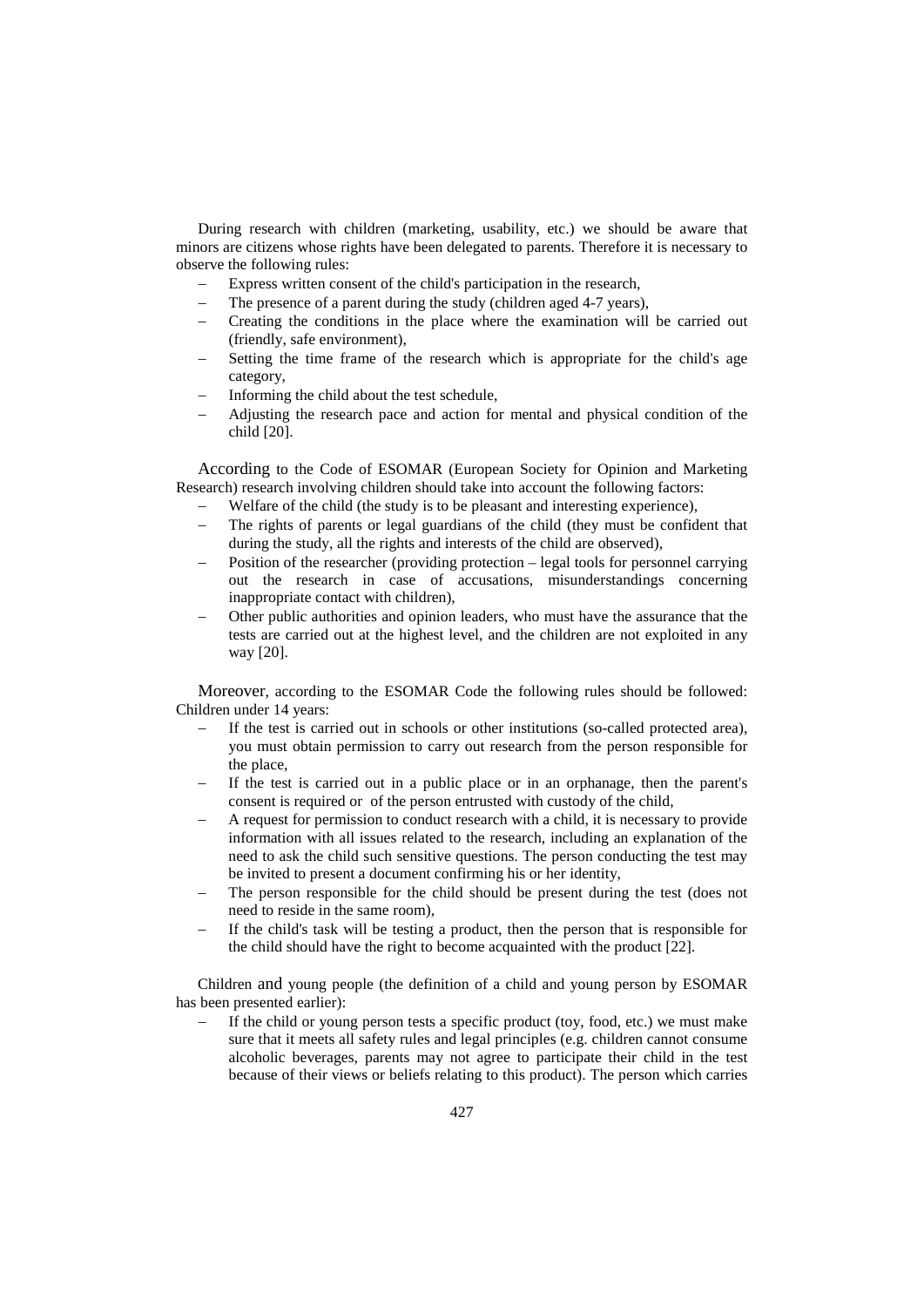During research with children (marketing, usability, etc.) we should be aware that minors are citizens whose rights have been delegated to parents. Therefore it is necessary to observe the following rules:

- Express written consent of the child's participation in the research,
- The presence of a parent during the study (children aged 4-7 years),
- Creating the conditions in the place where the examination will be carried out (friendly, safe environment),
- Setting the time frame of the research which is appropriate for the child's age category,
- Informing the child about the test schedule,
- Adjusting the research pace and action for mental and physical condition of the child [20].

According to the Code of ESOMAR (European Society for Opinion and Marketing Research) research involving children should take into account the following factors:

- Welfare of the child (the study is to be pleasant and interesting experience),
- The rights of parents or legal guardians of the child (they must be confident that during the study, all the rights and interests of the child are observed),
- Position of the researcher (providing protection – legal tools for personnel carrying out the research in case of accusations, misunderstandings concerning inappropriate contact with children),
- Other public authorities and opinion leaders, who must have the assurance that the tests are carried out at the highest level, and the children are not exploited in any way [20].

Moreover, according to the ESOMAR Code the following rules should be followed: Children under 14 years:

- If the test is carried out in schools or other institutions (so-called protected area), you must obtain permission to carry out research from the person responsible for the place,
- If the test is carried out in a public place or in an orphanage, then the parent's consent is required or of the person entrusted with custody of the child,
- A request for permission to conduct research with a child, it is necessary to provide information with all issues related to the research, including an explanation of the need to ask the child such sensitive questions. The person conducting the test may be invited to present a document confirming his or her identity,
- The person responsible for the child should be present during the test (does not need to reside in the same room),
- If the child's task will be testing a product, then the person that is responsible for the child should have the right to become acquainted with the product [22].

Children and young people (the definition of a child and young person by ESOMAR has been presented earlier):

- If the child or young person tests a specific product (toy, food, etc.) we must make sure that it meets all safety rules and legal principles (e.g. children cannot consume alcoholic beverages, parents may not agree to participate their child in the test because of their views or beliefs relating to this product). The person which carries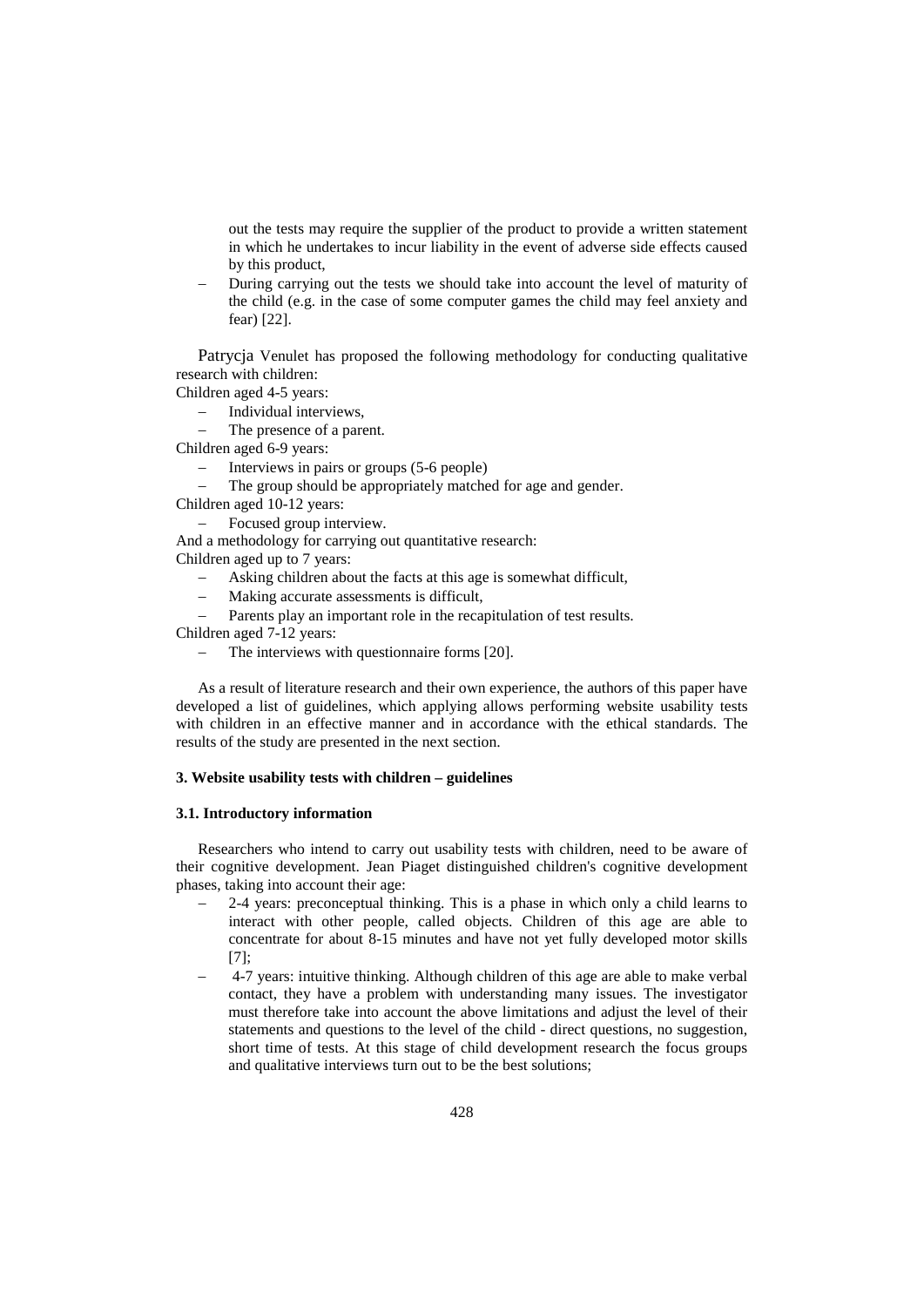out the tests may require the supplier of the product to provide a written statement in which he undertakes to incur liability in the event of adverse side effects caused by this product,

- During carrying out the tests we should take into account the level of maturity of the child (e.g. in the case of some computer games the child may feel anxiety and fear) [22].

Patrycja Venulet has proposed the following methodology for conducting qualitative research with children:

Children aged 4-5 years:

- Individual interviews,
- The presence of a parent.

Children aged 6-9 years:

- Interviews in pairs or groups (5-6 people)
- The group should be appropriately matched for age and gender.

Children aged 10-12 years:

- Focused group interview.

And a methodology for carrying out quantitative research:

Children aged up to 7 years:

- Asking children about the facts at this age is somewhat difficult,
- Making accurate assessments is difficult,
- Parents play an important role in the recapitulation of test results.

Children aged 7-12 years:

- The interviews with questionnaire forms [20].

As a result of literature research and their own experience, the authors of this paper have developed a list of guidelines, which applying allows performing website usability tests with children in an effective manner and in accordance with the ethical standards. The results of the study are presented in the next section.

### 3. Website usability tests with children – guidelines

#### 3.1. Introductory information

Researchers who intend to carry out usability tests with children, need to be aware of their cognitive development. Jean Piaget distinguished children's cognitive development phases, taking into account their age:

- 2-4 years: preconceptual thinking. This is a phase in which only a child learns to interact with other people, called objects. Children of this age are able to concentrate for about 8-15 minutes and have not yet fully developed motor skills [7];
- 4-7 years: intuitive thinking. Although children of this age are able to make verbal contact, they have a problem with understanding many issues. The investigator must therefore take into account the above limitations and adjust the level of their statements and questions to the level of the child - direct questions, no suggestion, short time of tests. At this stage of child development research the focus groups and qualitative interviews turn out to be the best solutions;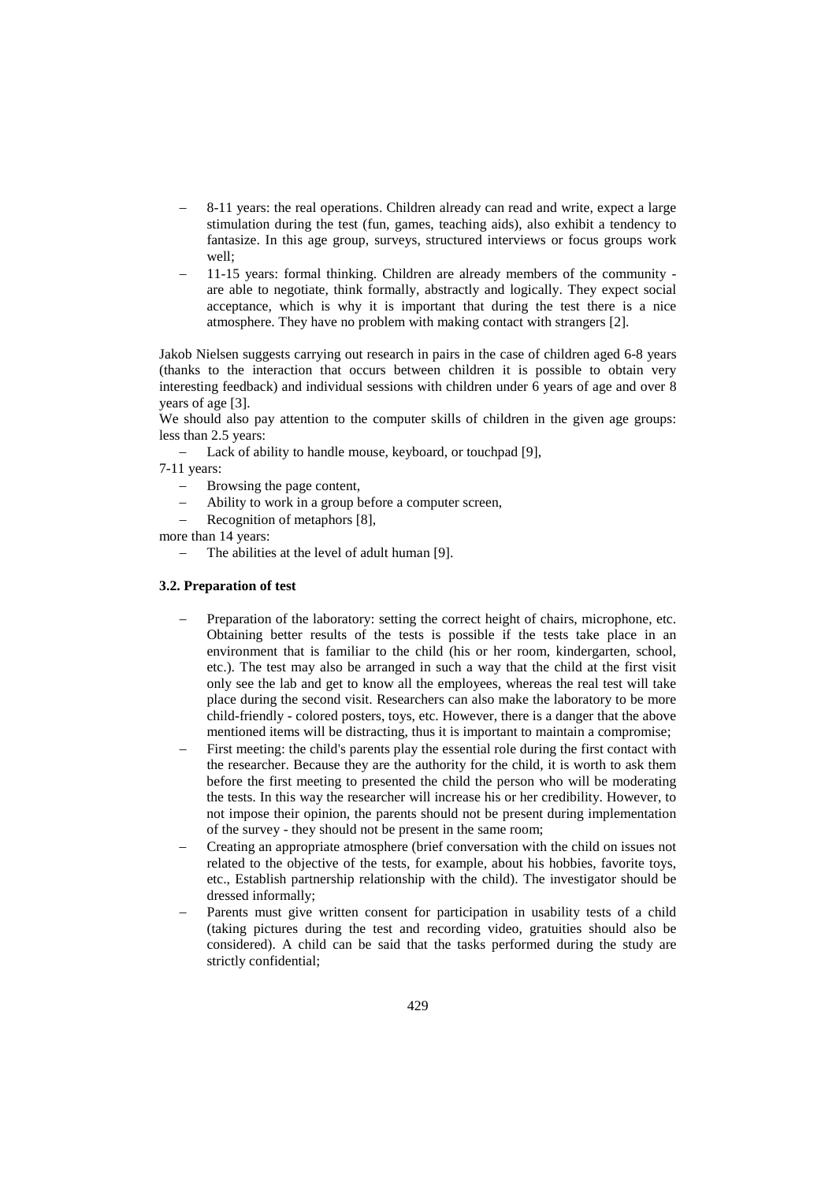- 8-11 years: the real operations. Children already can read and write, expect a large stimulation during the test (fun, games, teaching aids), also exhibit a tendency to fantasize. In this age group, surveys, structured interviews or focus groups work well;
- 11-15 years: formal thinking. Children are already members of the community - are able to negotiate, think formally, abstractly and logically. They expect social acceptance, which is why it is important that during the test there is a nice atmosphere. They have no problem with making contact with strangers [2].

Jakob Nielsen suggests carrying out research in pairs in the case of children aged 6-8 years (thanks to the interaction that occurs between children it is possible to obtain very interesting feedback) and individual sessions with children under 6 years of age and over 8 years of age [3].

We should also pay attention to the computer skills of children in the given age groups:

less than 2.5 years:

- Lack of ability to handle mouse, keyboard, or touchpad [9],

7-11 years:

- Browsing the page content,
- Ability to work in a group before a computer screen,
- Recognition of metaphors [8],

more than 14 years:

- The abilities at the level of adult human [9].

### 3.2. Preparation of test

- Preparation of the laboratory: setting the correct height of chairs, microphone, etc. Obtaining better results of the tests is possible if the tests take place in an environment that is familiar to the child (his or her room, kindergarten, school, etc.). The test may also be arranged in such a way that the child at the first visit only see the lab and get to know all the employees, whereas the real test will take place during the second visit. Researchers can also make the laboratory to be more child-friendly - colored posters, toys, etc. However, there is a danger that the above mentioned items will be distracting, thus it is important to maintain a compromise;
- First meeting: the child's parents play the essential role during the first contact with the researcher. Because they are the authority for the child, it is worth to ask them before the first meeting to presented the child the person who will be moderating the tests. In this way the researcher will increase his or her credibility. However, to not impose their opinion, the parents should not be present during implementation of the survey - they should not be present in the same room;
- Creating an appropriate atmosphere (brief conversation with the child on issues not related to the objective of the tests, for example, about his hobbies, favorite toys, etc., Establish partnership relationship with the child). The investigator should be dressed informally;
- Parents must give written consent for participation in usability tests of a child (taking pictures during the test and recording video, gratuities should also be considered). A child can be said that the tasks performed during the study are strictly confidential;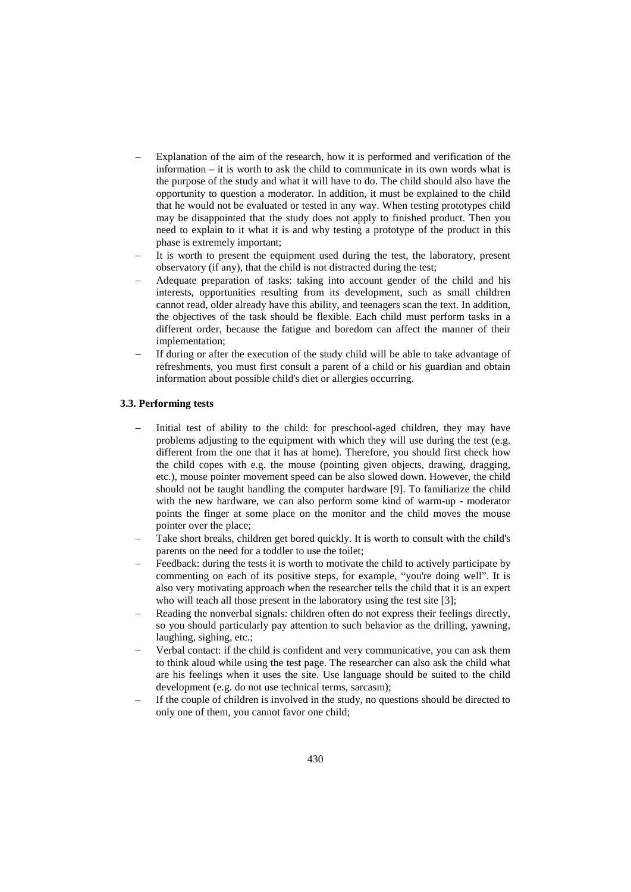- Explanation of the aim of the research, how it is performed and verification of the information – it is worth to ask the child to communicate in its own words what is the purpose of the study and what it will have to do. The child should also have the opportunity to question a moderator. In addition, it must be explained to the child that he would not be evaluated or tested in any way. When testing prototypes child may be disappointed that the study does not apply to finished product. Then you need to explain to it what it is and why testing a prototype of the product in this phase is extremely important;
- It is worth to present the equipment used during the test, the laboratory, present observatory (if any), that the child is not distracted during the test;
- Adequate preparation of tasks: taking into account gender of the child and his interests, opportunities resulting from its development, such as small children cannot read, older already have this ability, and teenagers scan the text. In addition, the objectives of the task should be flexible. Each child must perform tasks in a different order, because the fatigue and boredom can affect the manner of their implementation;
- If during or after the execution of the study child will be able to take advantage of refreshments, you must first consult a parent of a child or his guardian and obtain information about possible child's diet or allergies occurring.

### 3.3. Performing tests

- Initial test of ability to the child: for preschool-aged children, they may have problems adjusting to the equipment with which they will use during the test (e.g. different from the one that it has at home). Therefore, you should first check how the child copes with e.g. the mouse (pointing given objects, drawing, dragging, etc.), mouse pointer movement speed can be also slowed down. However, the child should not be taught handling the computer hardware [9]. To familiarize the child with the new hardware, we can also perform some kind of warm-up - moderator points the finger at some place on the monitor and the child moves the mouse pointer over the place;
- Take short breaks, children get bored quickly. It is worth to consult with the child's parents on the need for a toddler to use the toilet;
- Feedback: during the tests it is worth to motivate the child to actively participate by commenting on each of its positive steps, for example, "you're doing well". It is also very motivating approach when the researcher tells the child that it is an expert who will teach all those present in the laboratory using the test site [3];
- Reading the nonverbal signals: children often do not express their feelings directly, so you should particularly pay attention to such behavior as the drilling, yawning, laughing, sighing, etc.;
- Verbal contact: if the child is confident and very communicative, you can ask them to think aloud while using the test page. The researcher can also ask the child what are his feelings when it uses the site. Use language should be suited to the child development (e.g. do not use technical terms, sarcasm);
- If the couple of children is involved in the study, no questions should be directed to only one of them, you cannot favor one child;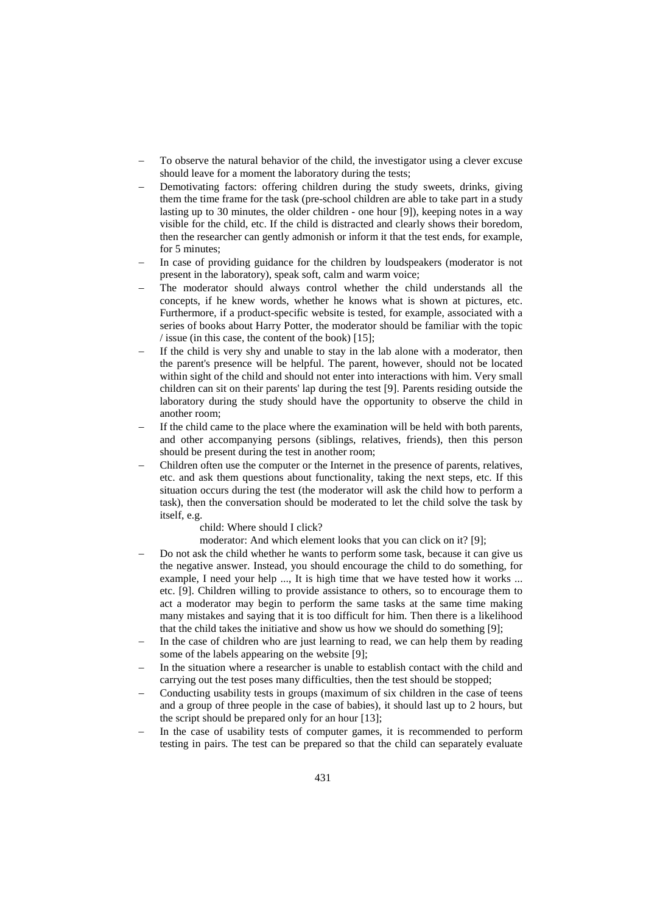- To observe the natural behavior of the child, the investigator using a clever excuse should leave for a moment the laboratory during the tests;
- Demotivating factors: offering children during the study sweets, drinks, giving them the time frame for the task (pre-school children are able to take part in a study lasting up to 30 minutes, the older children - one hour [9]), keeping notes in a way visible for the child, etc. If the child is distracted and clearly shows their boredom, then the researcher can gently admonish or inform it that the test ends, for example, for 5 minutes;
- In case of providing guidance for the children by loudspeakers (moderator is not present in the laboratory), speak soft, calm and warm voice;
- The moderator should always control whether the child understands all the concepts, if he knew words, whether he knows what is shown at pictures, etc. Furthermore, if a product-specific website is tested, for example, associated with a series of books about Harry Potter, the moderator should be familiar with the topic / issue (in this case, the content of the book) [15];
- If the child is very shy and unable to stay in the lab alone with a moderator, then the parent's presence will be helpful. The parent, however, should not be located within sight of the child and should not enter into interactions with him. Very small children can sit on their parents' lap during the test [9]. Parents residing outside the laboratory during the study should have the opportunity to observe the child in another room;
- If the child came to the place where the examination will be held with both parents, and other accompanying persons (siblings, relatives, friends), then this person should be present during the test in another room;
- Children often use the computer or the Internet in the presence of parents, relatives, etc. and ask them questions about functionality, taking the next steps, etc. If this situation occurs during the test (the moderator will ask the child how to perform a task), then the conversation should be moderated to let the child solve the task by itself, e.g.

  child: Where should I click?

  moderator: And which element looks that you can click on it? [9];
- Do not ask the child whether he wants to perform some task, because it can give us the negative answer. Instead, you should encourage the child to do something, for example, I need your help ..., It is high time that we have tested how it works ... etc. [9]. Children willing to provide assistance to others, so to encourage them to act a moderator may begin to perform the same tasks at the same time making many mistakes and saying that it is too difficult for him. Then there is a likelihood that the child takes the initiative and show us how we should do something [9];
- In the case of children who are just learning to read, we can help them by reading some of the labels appearing on the website [9];
- In the situation where a researcher is unable to establish contact with the child and carrying out the test poses many difficulties, then the test should be stopped;
- Conducting usability tests in groups (maximum of six children in the case of teens and a group of three people in the case of babies), it should last up to 2 hours, but the script should be prepared only for an hour [13];
- In the case of usability tests of computer games, it is recommended to perform testing in pairs. The test can be prepared so that the child can separately evaluate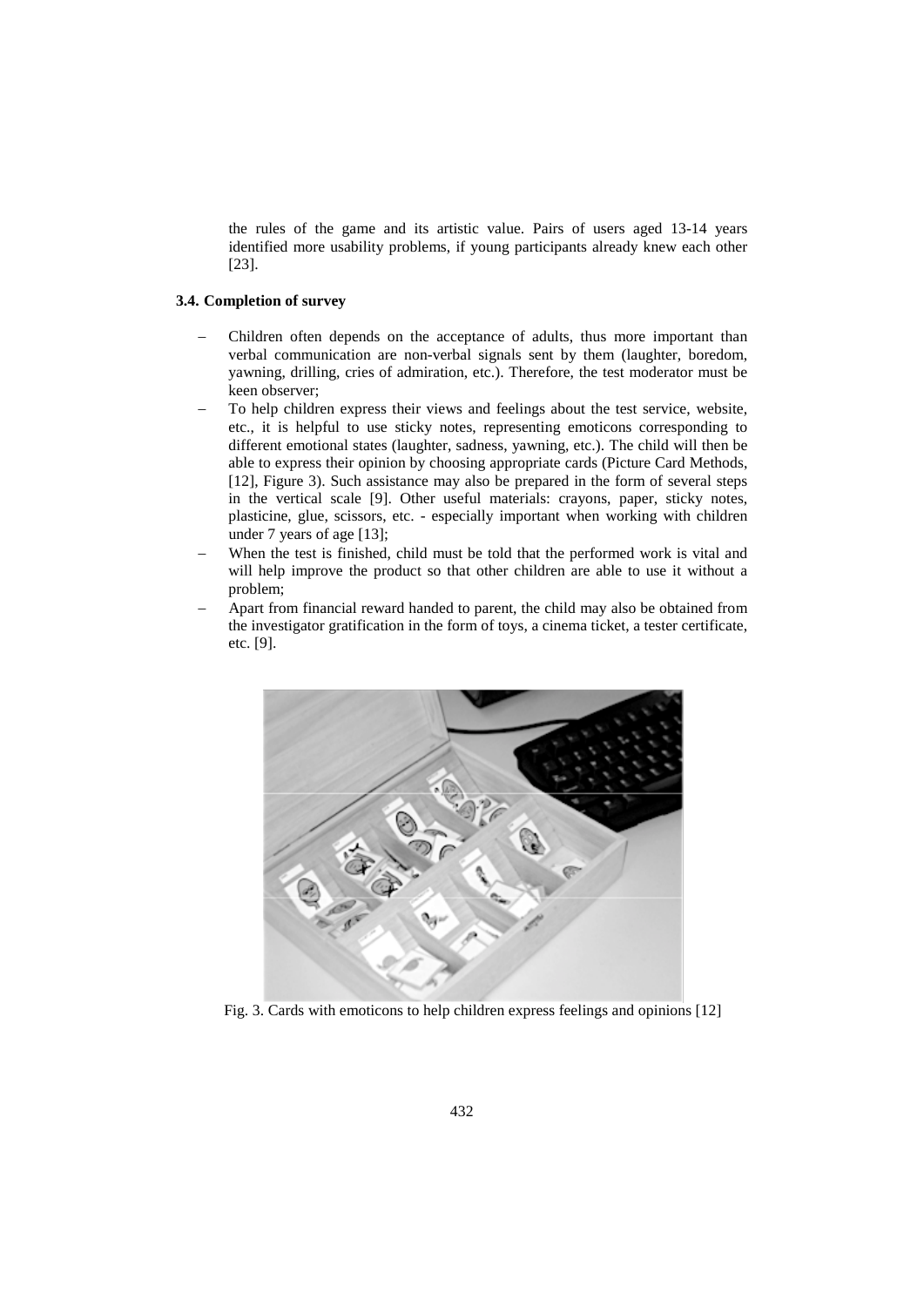the rules of the game and its artistic value. Pairs of users aged 13-14 years identified more usability problems, if young participants already knew each other [23].

### 3.4. Completion of survey

- Children often depends on the acceptance of adults, thus more important than verbal communication are non-verbal signals sent by them (laughter, boredom, yawning, drilling, cries of admiration, etc.). Therefore, the test moderator must be keen observer;
- To help children express their views and feelings about the test service, website, etc., it is helpful to use sticky notes, representing emoticons corresponding to different emotional states (laughter, sadness, yawning, etc.). The child will then be able to express their opinion by choosing appropriate cards (Picture Card Methods, [12], Figure 3). Such assistance may also be prepared in the form of several steps in the vertical scale [9]. Other useful materials: crayons, paper, sticky notes, plasticine, glue, scissors, etc. - especially important when working with children under 7 years of age [13];
- When the test is finished, child must be told that the performed work is vital and will help improve the product so that other children are able to use it without a problem;
- Apart from financial reward handed to parent, the child may also be obtained from the investigator gratification in the form of toys, a cinema ticket, a tester certificate, etc. [9].

Fig. 3. Cards with emoticons to help children express feelings and opinions [12]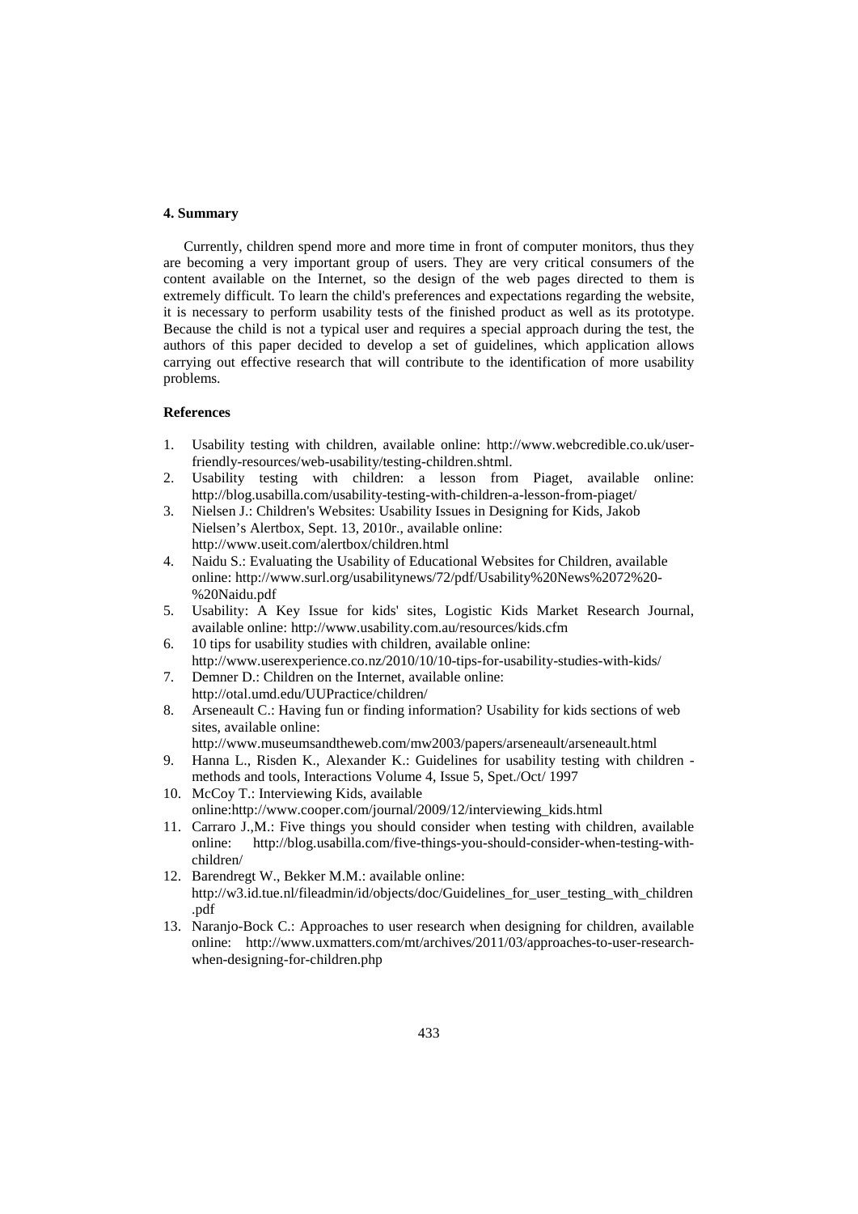### 4. Summary

Currently, children spend more and more time in front of computer monitors, thus they are becoming a very important group of users. They are very critical consumers of the content available on the Internet, so the design of the web pages directed to them is extremely difficult. To learn the child's preferences and expectations regarding the website, it is necessary to perform usability tests of the finished product as well as its prototype. Because the child is not a typical user and requires a special approach during the test, the authors of this paper decided to develop a set of guidelines, which application allows carrying out effective research that will contribute to the identification of more usability problems.

### References

1. Usability testing with children, available online: http://www.webcredible.co.uk/user-friendly-resources/web-usability/testing-children.shtml.
2. Usability testing with children: a lesson from Piaget, available online: http://blog.usabilla.com/usability-testing-with-children-a-lesson-from-piaget/
3. Nielsen J.: Children's Websites: Usability Issues in Designing for Kids, Jakob Nielsen's Alertbox, Sept. 13, 2010r., available online: http://www.useit.com/alertbox/children.html
4. Naidu S.: Evaluating the Usability of Educational Websites for Children, available online: http://www.surl.org/usabilitynews/72/pdf/Usability%20News%2072%20-%20Naidu.pdf
5. Usability: A Key Issue for kids' sites, Logistic Kids Market Research Journal, available online: http://www.usability.com.au/resources/kids.cfm
6. 10 tips for usability studies with children, available online: http://www.userexperience.co.nz/2010/10/10-tips-for-usability-studies-with-kids/
7. Demner D.: Children on the Internet, available online: http://otal.umd.edu/UUPractice/children/
8. Arseneault C.: Having fun or finding information? Usability for kids sections of web sites, available online: http://www.museumsandtheweb.com/mw2003/papers/arseneault/arseneault.html
9. Hanna L., Risden K., Alexander K.: Guidelines for usability testing with children - methods and tools, Interactions Volume 4, Issue 5, Spet./Oct/ 1997
10. McCoy T.: Interviewing Kids, available online:http://www.cooper.com/journal/2009/12/interviewing_kids.html
11. Carraro J.,M.: Five things you should consider when testing with children, available online: http://blog.usabilla.com/five-things-you-should-consider-when-testing-with-children/
12. Barendregt W., Bekker M.M.: available online: http://w3.id.tue.nl/fileadmin/id/objects/doc/Guidelines_for_user_testing_with_children.pdf
13. Naranjo-Bock C.: Approaches to user research when designing for children, available online: http://www.uxmatters.com/mt/archives/2011/03/approaches-to-user-research-when-designing-for-children.php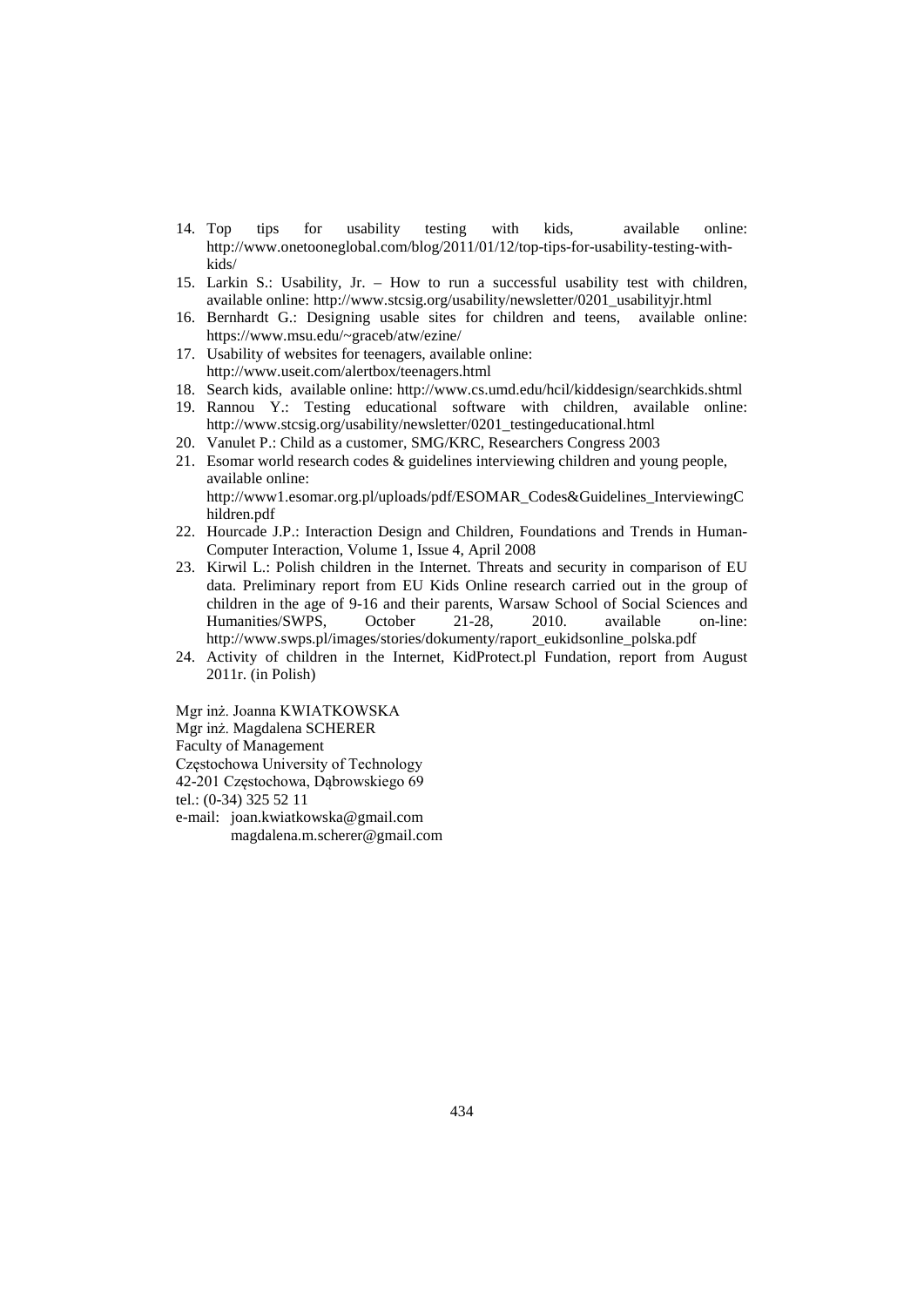14. Top tips for usability testing with kids, available online: http://www.onetooneglobal.com/blog/2011/01/12/top-tips-for-usability-testing-with-kids/
15. Larkin S.: Usability, Jr. – How to run a successful usability test with children, available online: http://www.stcsig.org/usability/newsletter/0201_usabilityjr.html
16. Bernhardt G.: Designing usable sites for children and teens, available online: https://www.msu.edu/~graceb/atw/ezine/
17. Usability of websites for teenagers, available online: http://www.useit.com/alertbox/teenagers.html
18. Search kids, available online: http://www.cs.umd.edu/hcil/kiddesign/searchkids.shtml
19. Rannou Y.: Testing educational software with children, available online: http://www.stcsig.org/usability/newsletter/0201_testingeducational.html
20. Vanulet P.: Child as a customer, SMG/KRC, Researchers Congress 2003
21. Esomar world research codes & guidelines interviewing children and young people, available online: http://www1.esomar.org.pl/uploads/pdf/ESOMAR_Codes&Guidelines_InterviewingChildren.pdf
22. Hourcade J.P.: Interaction Design and Children, Foundations and Trends in Human-Computer Interaction, Volume 1, Issue 4, April 2008
23. Kirwil L.: Polish children in the Internet. Threats and security in comparison of EU data. Preliminary report from EU Kids Online research carried out in the group of children in the age of 9-16 and their parents, Warsaw School of Social Sciences and Humanities/SWPS, October 21-28, 2010. available on-line: http://www.swps.pl/images/stories/dokumenty/raport_eukidsonline_polska.pdf
24. Activity of children in the Internet, KidProtect.pl Fundation, report from August 2011r. (in Polish)

Mgr inż. Joanna KWIATKOWSKA
Mgr inż. Magdalena SCHERER
Faculty of Management
Częstochowa University of Technology
42-201 Częstochowa, Dąbrowskiego 69
tel.: (0-34) 325 52 11
e-mail: joan.kwiatkowska@gmail.com
magdalena.m.scherer@gmail.com